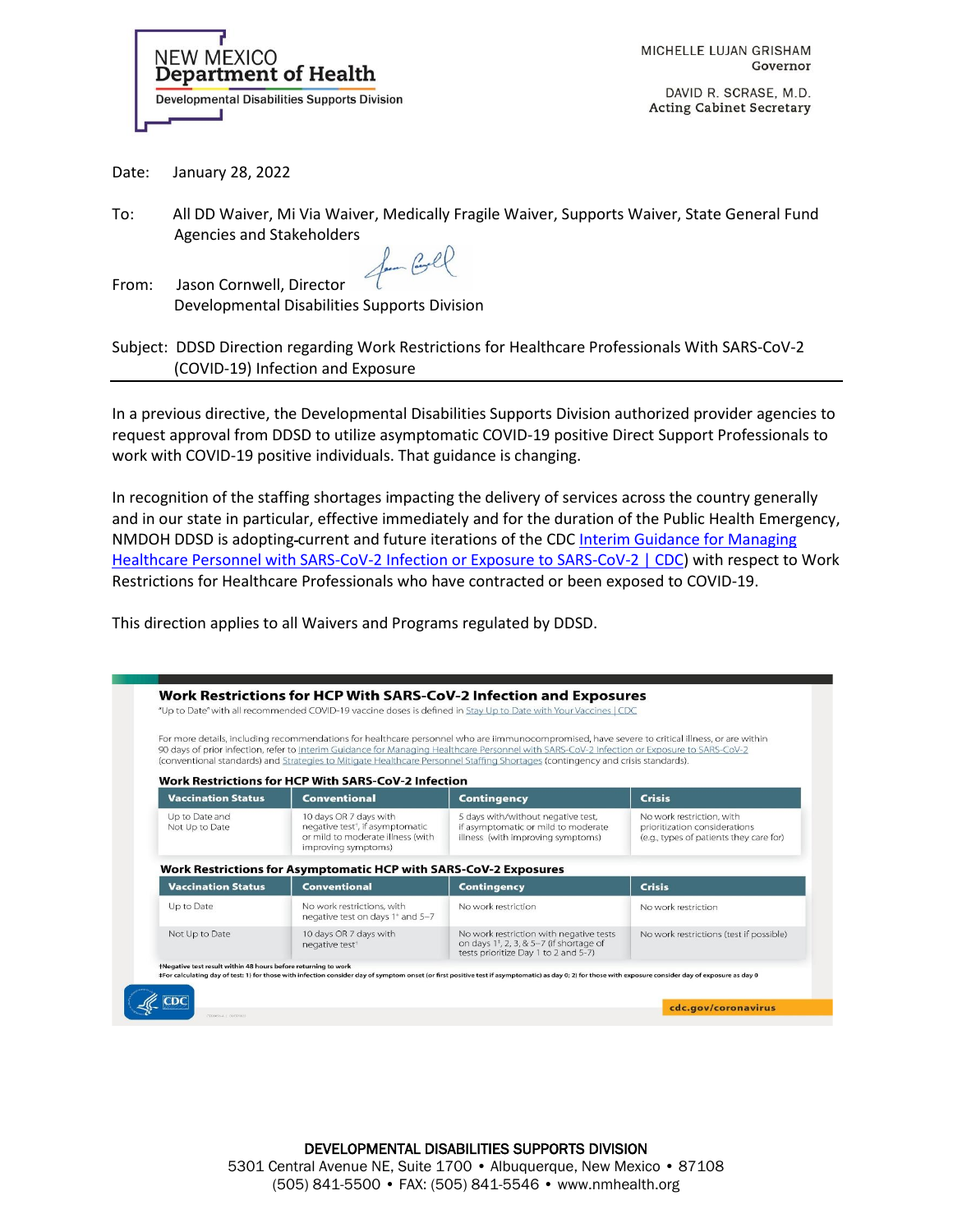NEW MEXICO
**Department of Health**
Developmental Disabilities Supports Division

MICHELLE LUJAN GRISHAM
Governor

DAVID R. SCRASE, M.D.
Acting Cabinet Secretary

Date: January 28, 2022

To: All DD Waiver, Mi Via Waiver, Medically Fragile Waiver, Supports Waiver, State General Fund Agencies and Stakeholders

From: Jason Cornwell, Director
Developmental Disabilities Supports Division

Subject: DDSD Direction regarding Work Restrictions for Healthcare Professionals With SARS-CoV-2 (COVID-19) Infection and Exposure

---

In a previous directive, the Developmental Disabilities Supports Division authorized provider agencies to request approval from DDSD to utilize asymptomatic COVID-19 positive Direct Support Professionals to work with COVID-19 positive individuals. That guidance is changing.

In recognition of the staffing shortages impacting the delivery of services across the country generally and in our state in particular, effective immediately and for the duration of the Public Health Emergency, NMDOH DDSD is adopting current and future iterations of the CDC [Interim Guidance for Managing Healthcare Personnel with SARS-CoV-2 Infection or Exposure to SARS-CoV-2 | CDC] with respect to Work Restrictions for Healthcare Professionals who have contracted or been exposed to COVID-19.

This direction applies to all Waivers and Programs regulated by DDSD.

## Work Restrictions for HCP With SARS-CoV-2 Infection and Exposures

"Up to Date" with all recommended COVID-19 vaccine doses is defined in Stay Up to Date with Your Vaccines | CDC

For more details, including recommendations for healthcare personnel who are immunocompromised, have severe to critical illness, or are within 90 days of prior infection, refer to Interim Guidance for Managing Healthcare Personnel with SARS-CoV-2 Infection or Exposure to SARS-CoV-2 (conventional standards) and Strategies to Mitigate Healthcare Personnel Staffing Shortages (contingency and crisis standards).

### Work Restrictions for HCP With SARS-CoV-2 Infection

| Vaccination Status | Conventional | Contingency | Crisis |
|---|---|---|---|
| Up to Date and Not Up to Date | 10 days OR 7 days with negative test†, if asymptomatic or mild to moderate illness (with improving symptoms) | 5 days with/without negative test, if asymptomatic or mild to moderate illness (with improving symptoms) | No work restriction, with prioritization considerations (e.g., types of patients they care for) |

### Work Restrictions for Asymptomatic HCP with SARS-CoV-2 Exposures

| Vaccination Status | Conventional | Contingency | Crisis |
|---|---|---|---|
| Up to Date | No work restrictions, with negative test on days 1‡ and 5–7 | No work restriction | No work restriction |
| Not Up to Date | 10 days OR 7 days with negative test† | No work restriction with negative tests on days 1‡, 2, 3, & 5–7 (if shortage of tests prioritize Day 1 to 2 and 5-7) | No work restrictions (test if possible) |

†Negative test result within 48 hours before returning to work
‡For calculating day of test: 1) for those with infection consider day of symptom onset (or first positive test if asymptomatic) as day 0; 2) for those with exposure consider day of exposure as day 0

CDC
cdc.gov/coronavirus

DEVELOPMENTAL DISABILITIES SUPPORTS DIVISION
5301 Central Avenue NE, Suite 1700 • Albuquerque, New Mexico • 87108
(505) 841-5500 • FAX: (505) 841-5546 • www.nmhealth.org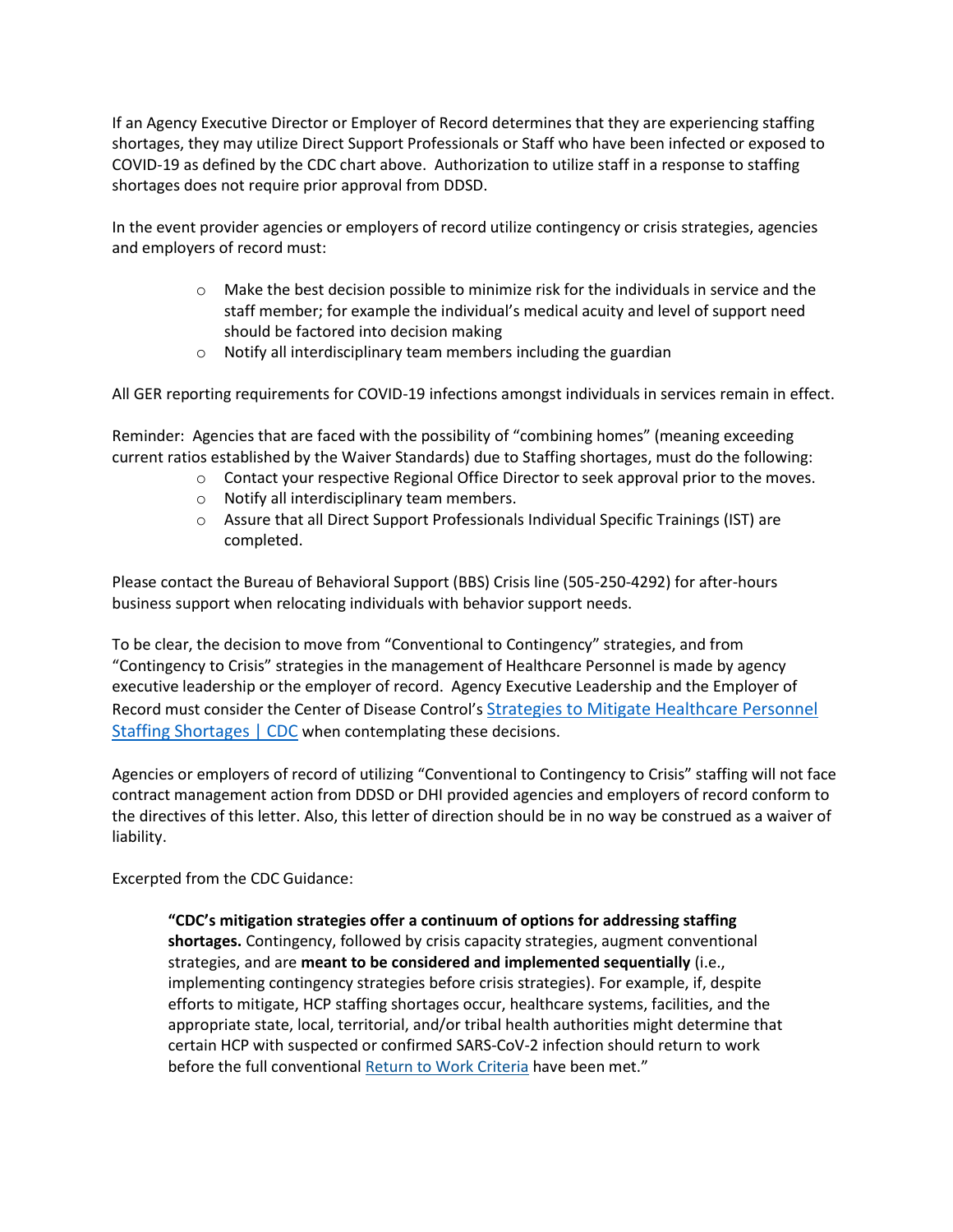If an Agency Executive Director or Employer of Record determines that they are experiencing staffing shortages, they may utilize Direct Support Professionals or Staff who have been infected or exposed to COVID-19 as defined by the CDC chart above. Authorization to utilize staff in a response to staffing shortages does not require prior approval from DDSD.

In the event provider agencies or employers of record utilize contingency or crisis strategies, agencies and employers of record must:

- Make the best decision possible to minimize risk for the individuals in service and the staff member; for example the individual's medical acuity and level of support need should be factored into decision making
- Notify all interdisciplinary team members including the guardian

All GER reporting requirements for COVID-19 infections amongst individuals in services remain in effect.

Reminder: Agencies that are faced with the possibility of "combining homes" (meaning exceeding current ratios established by the Waiver Standards) due to Staffing shortages, must do the following:

- Contact your respective Regional Office Director to seek approval prior to the moves.
- Notify all interdisciplinary team members.
- Assure that all Direct Support Professionals Individual Specific Trainings (IST) are completed.

Please contact the Bureau of Behavioral Support (BBS) Crisis line (505-250-4292) for after-hours business support when relocating individuals with behavior support needs.

To be clear, the decision to move from "Conventional to Contingency" strategies, and from "Contingency to Crisis" strategies in the management of Healthcare Personnel is made by agency executive leadership or the employer of record. Agency Executive Leadership and the Employer of Record must consider the Center of Disease Control's [Strategies to Mitigate Healthcare Personnel Staffing Shortages | CDC] when contemplating these decisions.

Agencies or employers of record of utilizing "Conventional to Contingency to Crisis" staffing will not face contract management action from DDSD or DHI provided agencies and employers of record conform to the directives of this letter. Also, this letter of direction should be in no way be construed as a waiver of liability.

Excerpted from the CDC Guidance:

> **"CDC's mitigation strategies offer a continuum of options for addressing staffing shortages.** Contingency, followed by crisis capacity strategies, augment conventional strategies, and are **meant to be considered and implemented sequentially** (i.e., implementing contingency strategies before crisis strategies). For example, if, despite efforts to mitigate, HCP staffing shortages occur, healthcare systems, facilities, and the appropriate state, local, territorial, and/or tribal health authorities might determine that certain HCP with suspected or confirmed SARS-CoV-2 infection should return to work before the full conventional [Return to Work Criteria] have been met."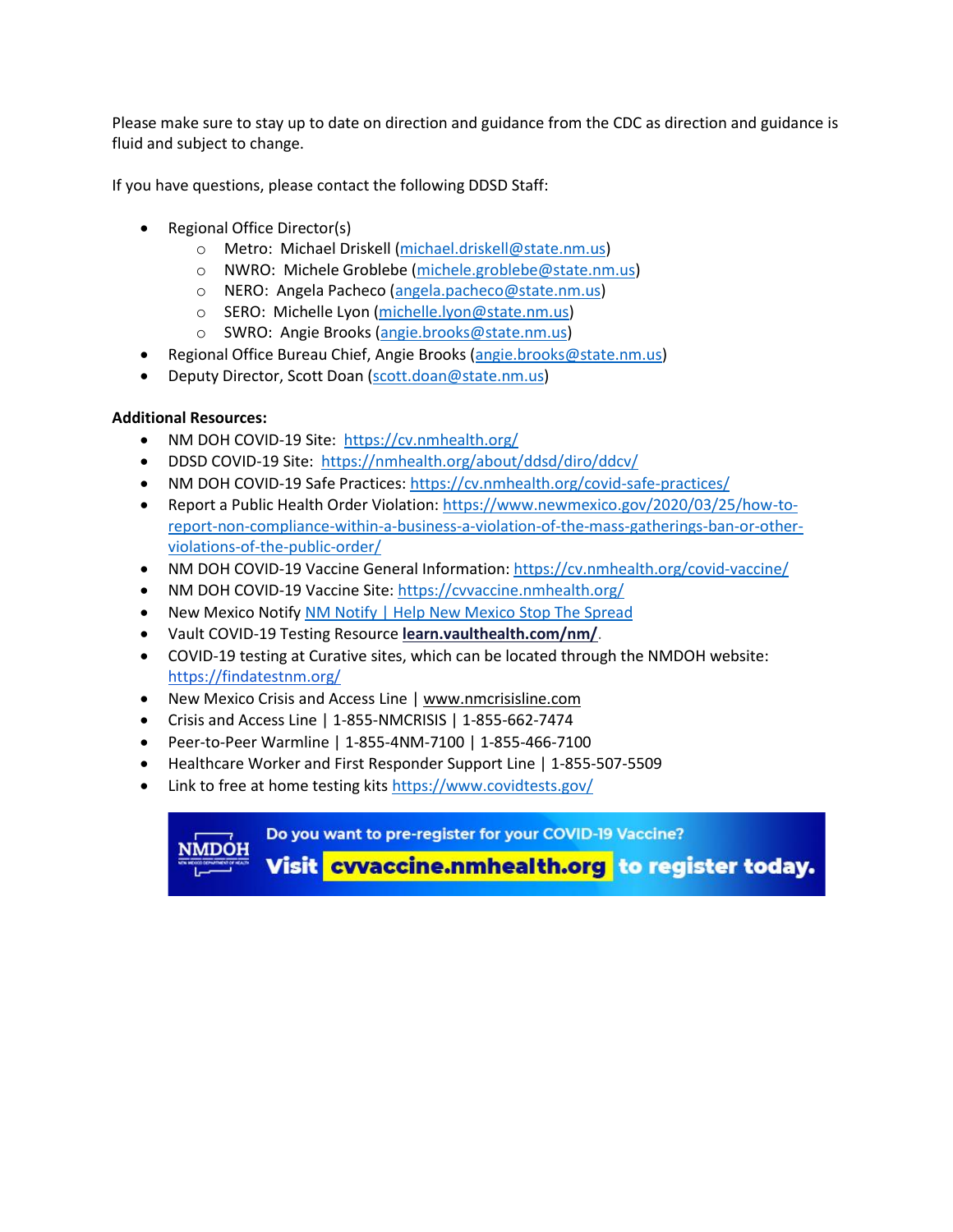Please make sure to stay up to date on direction and guidance from the CDC as direction and guidance is fluid and subject to change.

If you have questions, please contact the following DDSD Staff:

- Regional Office Director(s)
  - Metro: Michael Driskell (michael.driskell@state.nm.us)
  - NWRO: Michele Groblebe (michele.groblebe@state.nm.us)
  - NERO: Angela Pacheco (angela.pacheco@state.nm.us)
  - SERO: Michelle Lyon (michelle.lyon@state.nm.us)
  - SWRO: Angie Brooks (angie.brooks@state.nm.us)
- Regional Office Bureau Chief, Angie Brooks (angie.brooks@state.nm.us)
- Deputy Director, Scott Doan (scott.doan@state.nm.us)

**Additional Resources:**

- NM DOH COVID-19 Site: https://cv.nmhealth.org/
- DDSD COVID-19 Site: https://nmhealth.org/about/ddsd/diro/ddcv/
- NM DOH COVID-19 Safe Practices: https://cv.nmhealth.org/covid-safe-practices/
- Report a Public Health Order Violation: https://www.newmexico.gov/2020/03/25/how-to-report-non-compliance-within-a-business-a-violation-of-the-mass-gatherings-ban-or-other-violations-of-the-public-order/
- NM DOH COVID-19 Vaccine General Information: https://cv.nmhealth.org/covid-vaccine/
- NM DOH COVID-19 Vaccine Site: https://cvvaccine.nmhealth.org/
- New Mexico Notify NM Notify | Help New Mexico Stop The Spread
- Vault COVID-19 Testing Resource **learn.vaulthealth.com/nm/**.
- COVID-19 testing at Curative sites, which can be located through the NMDOH website: https://findatestnm.org/
- New Mexico Crisis and Access Line | www.nmcrisisline.com
- Crisis and Access Line | 1-855-NMCRISIS | 1-855-662-7474
- Peer-to-Peer Warmline | 1-855-4NM-7100 | 1-855-466-7100
- Healthcare Worker and First Responder Support Line | 1-855-507-5509
- Link to free at home testing kits https://www.covidtests.gov/

NMDOH NEW MEXICO DEPARTMENT OF HEALTH

Do you want to pre-register for your COVID-19 Vaccine?

Visit **cvvaccine.nmhealth.org** to register today.